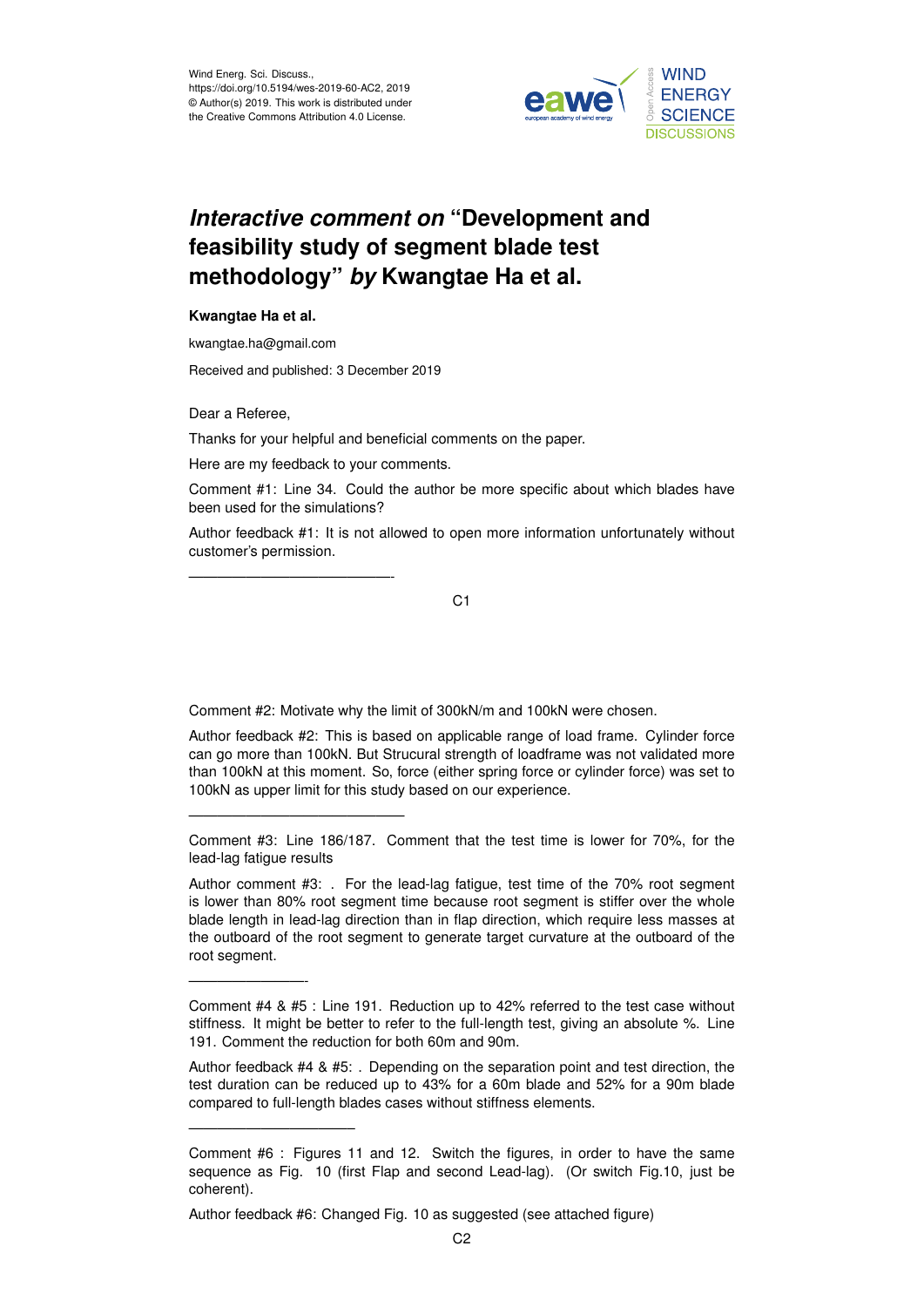# *Interactive comment on* "Development and feasibility study of segment blade test methodology" *by* Kwangtae Ha et al.

**Kwangtae Ha et al.**

kwangtae.ha@gmail.com

Received and published: 3 December 2019

Dear a Referee,

Thanks for your helpful and beneficial comments on the paper.

Here are my feedback to your comments.

Comment #1: Line 34. Could the author be more specific about which blades have been used for the simulations?

Author feedback #1: It is not allowed to open more information unfortunately without customer's permission.

———————————————-

Comment #2: Motivate why the limit of 300kN/m and 100kN were chosen.

Author feedback #2: This is based on applicable range of load frame. Cylinder force can go more than 100kN. But Strucural strength of loadframe was not validated more than 100kN at this moment. So, force (either spring force or cylinder force) was set to 100kN as upper limit for this study based on our experience.

———————————————

Comment #3: Line 186/187. Comment that the test time is lower for 70%, for the lead-lag fatigue results

Author comment #3: . For the lead-lag fatigue, test time of the 70% root segment is lower than 80% root segment time because root segment is stiffer over the whole blade length in lead-lag direction than in flap direction, which require less masses at the outboard of the root segment to generate target curvature at the outboard of the root segment.

————————-

Comment #4 & #5 : Line 191. Reduction up to 42% referred to the test case without stiffness. It might be better to refer to the full-length test, giving an absolute %. Line 191. Comment the reduction for both 60m and 90m.

Author feedback #4 & #5: . Depending on the separation point and test direction, the test duration can be reduced up to 43% for a 60m blade and 52% for a 90m blade compared to full-length blades cases without stiffness elements.

———————————

Comment #6 : Figures 11 and 12. Switch the figures, in order to have the same sequence as Fig. 10 (first Flap and second Lead-lag). (Or switch Fig.10, just be coherent).

Author feedback #6: Changed Fig. 10 as suggested (see attached figure)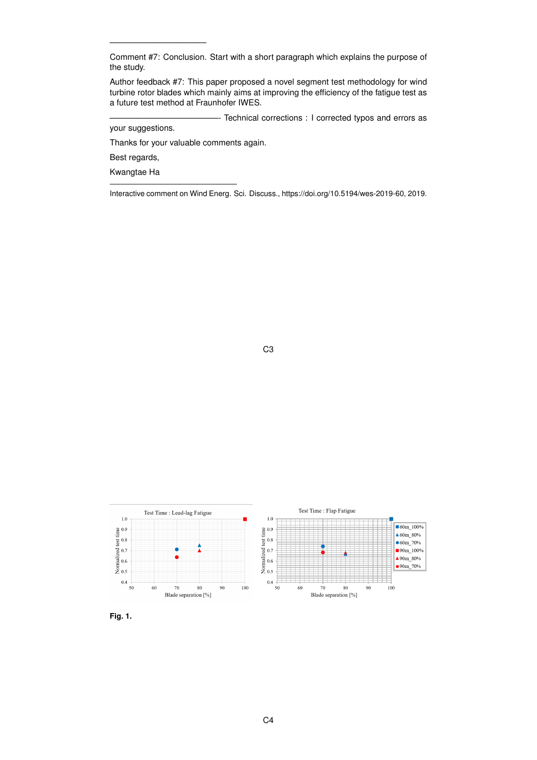Comment #7: Conclusion. Start with a short paragraph which explains the purpose of the study.

Author feedback #7: This paper proposed a novel segment test methodology for wind turbine rotor blades which mainly aims at improving the efficiency of the fatigue test as a future test method at Fraunhofer IWES.

——————————————- Technical corrections : I corrected typos and errors as your suggestions.

Thanks for your valuable comments again.

Best regards,

Kwangtae Ha

---

Interactive comment on Wind Energ. Sci. Discuss., https://doi.org/10.5194/wes-2019-60, 2019.

Test Time : Lead-lag Fatigue

Normalized test time

1.0
0.9
0.8
0.7
0.6
0.5
0.4

50 60 70 80 90 100

Blade separation [%]

Test Time : Flap Fatigue

Normalized test time

1.0
0.9
0.8
0.7
0.6
0.5
0.4

50 60 70 80 90 100

Blade separation [%]

60m_100%
60m_80%
60m_70%
90m_100%
90m_80%
90m_70%

**Fig. 1.**